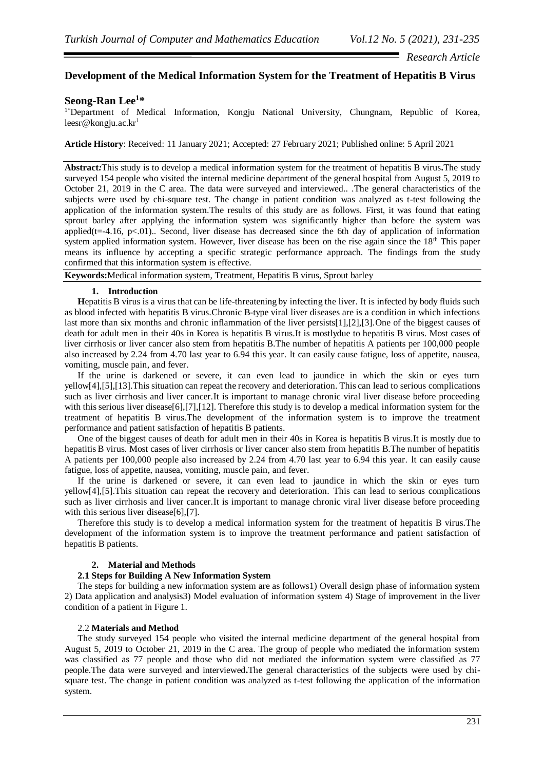*Research Article*

# Development of the Medical Information System for the Treatment of Hepatitis B Virus

**Seong-Ran Lee[1]***

[1*]Department of Medical Information, Kongju National University, Chungnam, Republic of Korea, leesr@kongju.ac.kr[1]

**Article History**: Received: 11 January 2021; Accepted: 27 February 2021; Published online: 5 April 2021

**Abstract:** This study is to develop a medical information system for the treatment of hepatitis B virus**.** The study surveyed 154 people who visited the internal medicine department of the general hospital from August 5, 2019 to October 21, 2019 in the C area. The data were surveyed and interviewed.. .The general characteristics of the subjects were used by chi-square test. The change in patient condition was analyzed as t-test following the application of the information system.The results of this study are as follows. First, it was found that eating sprout barley after applying the information system was significantly higher than before the system was applied($t$=-4.16, $p$<.01).. Second, liver disease has decreased since the 6th day of application of information system applied information system. However, liver disease has been on the rise again since the 18th This paper means its influence by accepting a specific strategic performance approach. The findings from the study confirmed that this information system is effective.

**Keywords:** Medical information system, Treatment, Hepatitis B virus, Sprout barley

## 1. Introduction

**H**epatitis B virus is a virus that can be life-threatening by infecting the liver. It is infected by body fluids such as blood infected with hepatitis B virus.Chronic B-type viral liver diseases are is a condition in which infections last more than six months and chronic inflammation of the liver persists[1],[2],[3].One of the biggest causes of death for adult men in their 40s in Korea is hepatitis B virus.It is mostlydue to hepatitis B virus. Most cases of liver cirrhosis or liver cancer also stem from hepatitis B.The number of hepatitis A patients per 100,000 people also increased by 2.24 from 4.70 last year to 6.94 this year. lt can easily cause fatigue, loss of appetite, nausea, vomiting, muscle pain, and fever.

If the urine is darkened or severe, it can even lead to jaundice in which the skin or eyes turn yellow[4],[5],[13].This situation can repeat the recovery and deterioration. This can lead to serious complications such as liver cirrhosis and liver cancer.It is important to manage chronic viral liver disease before proceeding with this serious liver disease[6],[7],[12]. Therefore this study is to develop a medical information system for the treatment of hepatitis B virus.The development of the information system is to improve the treatment performance and patient satisfaction of hepatitis B patients.

One of the biggest causes of death for adult men in their 40s in Korea is hepatitis B virus.It is mostly due to hepatitis B virus. Most cases of liver cirrhosis or liver cancer also stem from hepatitis B.The number of hepatitis A patients per 100,000 people also increased by 2.24 from 4.70 last year to 6.94 this year. lt can easily cause fatigue, loss of appetite, nausea, vomiting, muscle pain, and fever.

If the urine is darkened or severe, it can even lead to jaundice in which the skin or eyes turn yellow[4],[5].This situation can repeat the recovery and deterioration. This can lead to serious complications such as liver cirrhosis and liver cancer.It is important to manage chronic viral liver disease before proceeding with this serious liver disease[6],[7].

Therefore this study is to develop a medical information system for the treatment of hepatitis B virus.The development of the information system is to improve the treatment performance and patient satisfaction of hepatitis B patients.

## 2. Material and Methods

### 2.1 Steps for Building A New Information System

The steps for building a new information system are as follows1) Overall design phase of information system 2) Data application and analysis3) Model evaluation of information system 4) Stage of improvement in the liver condition of a patient in Figure 1.

### 2.2 Materials and Method

The study surveyed 154 people who visited the internal medicine department of the general hospital from August 5, 2019 to October 21, 2019 in the C area. The group of people who mediated the information system was classified as 77 people and those who did not mediated the information system were classified as 77 people.The data were surveyed and interviewed**.** The general characteristics of the subjects were used by chi-square test. The change in patient condition was analyzed as t-test following the application of the information system.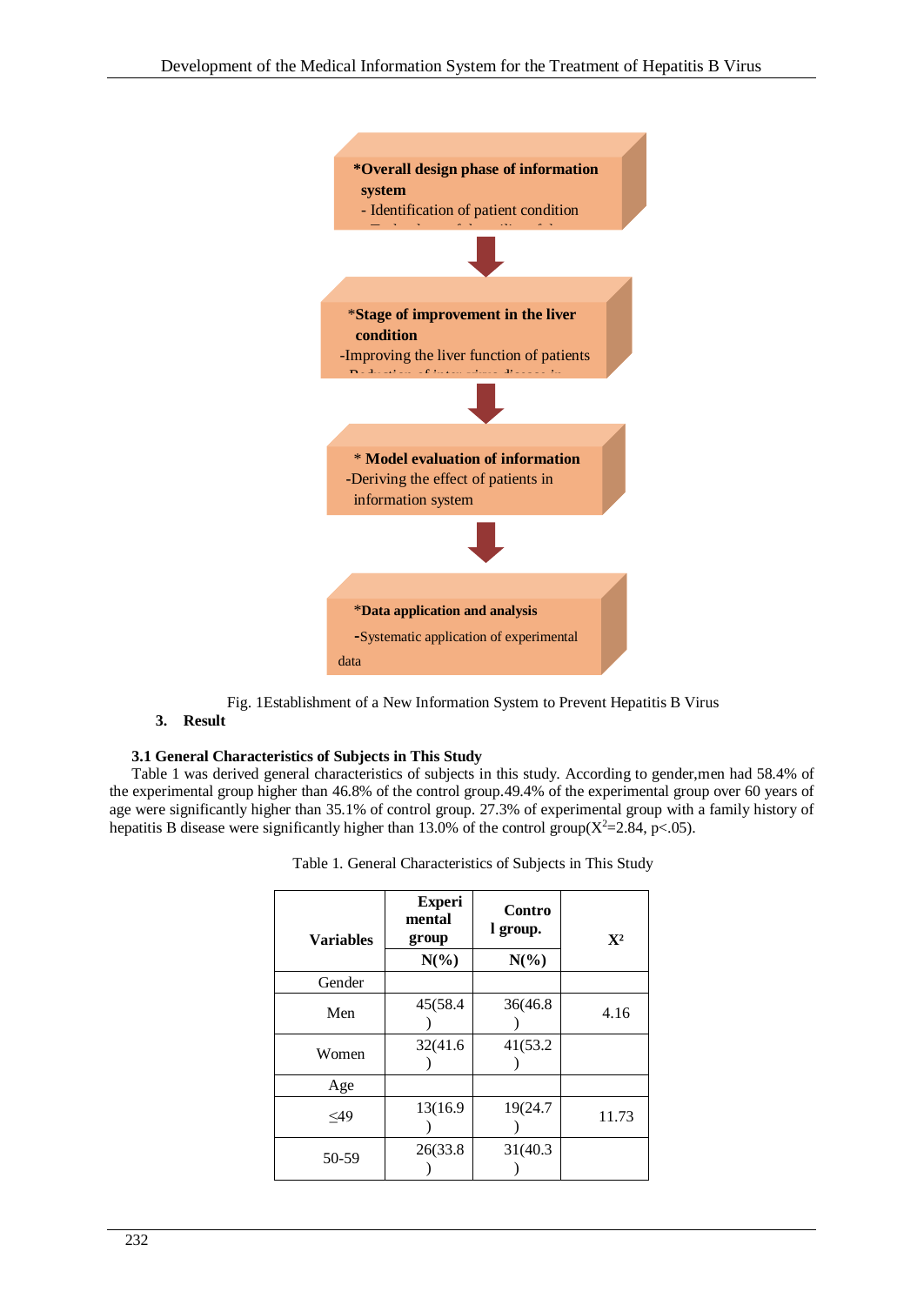*Overall design phase of information system
- Identification of patient condition

*Stage of improvement in the liver condition
-Improving the liver function of patients

* Model evaluation of information
-Deriving the effect of patients in information system

*Data application and analysis
-Systematic application of experimental data

Fig. 1Establishment of a New Information System to Prevent Hepatitis B Virus

## 3. Result

### 3.1 General Characteristics of Subjects in This Study

Table 1 was derived general characteristics of subjects in this study. According to gender,men had 58.4% of the experimental group higher than 46.8% of the control group.49.4% of the experimental group over 60 years of age were significantly higher than 35.1% of control group. 27.3% of experimental group with a family history of hepatitis B disease were significantly higher than 13.0% of the control group($X^2$=2.84, p<.05).

Table 1. General Characteristics of Subjects in This Study

| Variables | Experimental group N(%) | Control group. N(%) | $X^2$ |
|---|---|---|---|
| Gender | | | |
| Men | 45(58.4) | 36(46.8) | 4.16 |
| Women | 32(41.6) | 41(53.2) | |
| Age | | | |
| ≤49 | 13(16.9) | 19(24.7) | 11.73 |
| 50-59 | 26(33.8) | 31(40.3) | |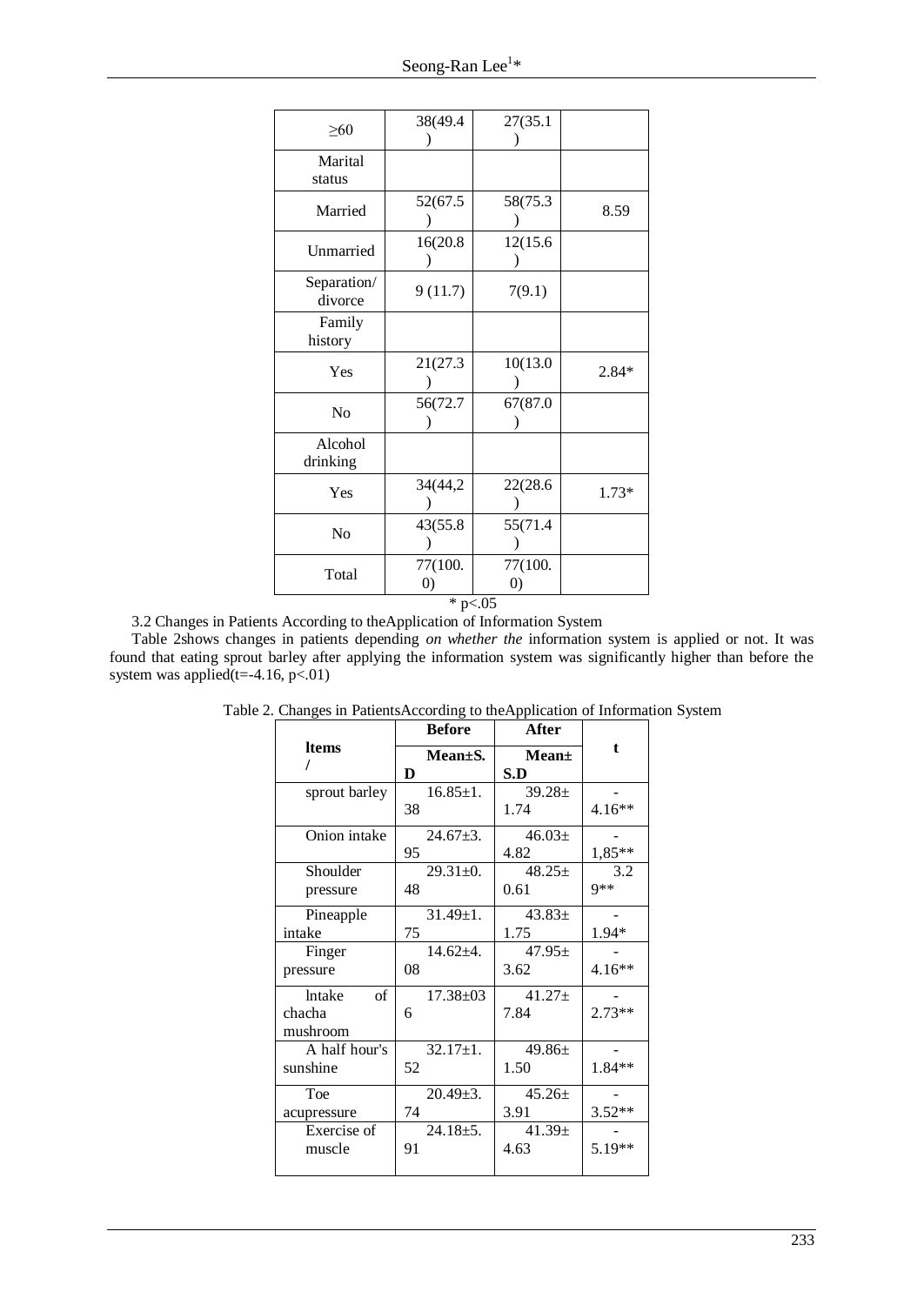| ≥60 | 38(49.4) | 27(35.1) | |
|---|---|---|---|
| Marital status | | | |
| Married | 52(67.5) | 58(75.3) | 8.59 |
| Unmarried | 16(20.8) | 12(15.6) | |
| Separation/ divorce | 9 (11.7) | 7(9.1) | |
| Family history | | | |
| Yes | 21(27.3) | 10(13.0) | 2.84* |
| No | 56(72.7) | 67(87.0) | |
| Alcohol drinking | | | |
| Yes | 34(44,2) | 22(28.6) | 1.73* |
| No | 43(55.8) | 55(71.4) | |
| Total | 77(100.0) | 77(100.0) | |

* p<.05

3.2 Changes in Patients According to theApplication of Information System

Table 2shows changes in patients depending *on whether the* information system is applied or not. It was found that eating sprout barley after applying the information system was significantly higher than before the system was applied(t=-4.16, p<.01)

Table 2. Changes in PatientsAccording to theApplication of Information System

| **Items /** | **Before** | **After** | **t** |
|---|---|---|---|
| | **Mean±S.D** | **Mean±S.D** | |
| sprout barley | 16.85±1.38 | 39.28±1.74 | -4.16** |
| Onion intake | 24.67±3.95 | 46.03±4.82 | -1,85** |
| Shoulder pressure | 29.31±0.48 | 48.25±0.61 | 3.29** |
| Pineapple intake | 31.49±1.75 | 43.83±1.75 | -1.94* |
| Finger pressure | 14.62±4.08 | 47.95±3.62 | -4.16** |
| lntake of chacha mushroom | 17.38±036 | 41.27±7.84 | -2.73** |
| A half hour's sunshine | 32.17±1.52 | 49.86±1.50 | -1.84** |
| Toe acupressure | 20.49±3.74 | 45.26±3.91 | -3.52** |
| Exercise of muscle | 24.18±5.91 | 41.39±4.63 | -5.19** |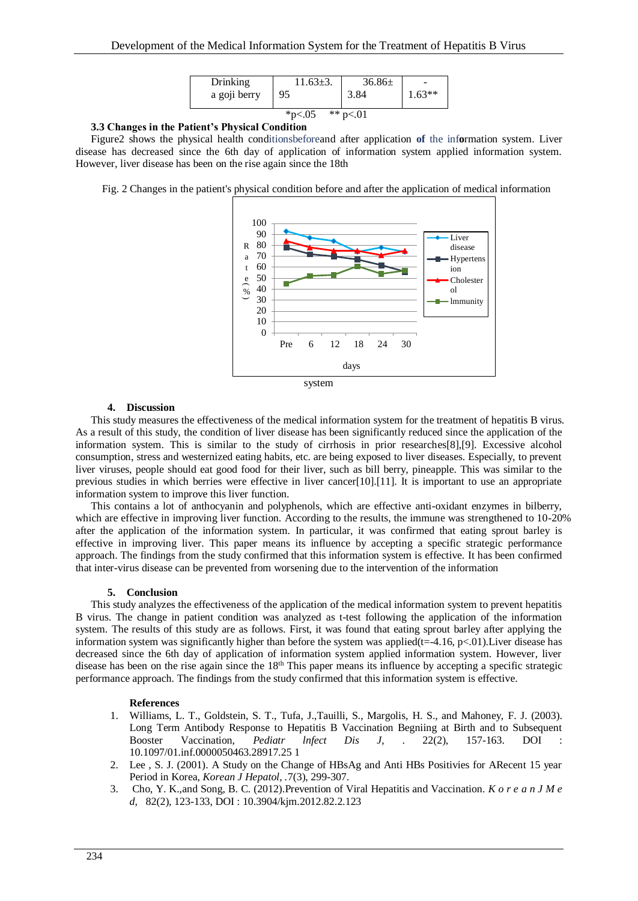| Drinking a goji berry | 11.63±3.95 | 36.86±3.84 | -1.63** |
|---|---|---|---|

*p<.05 ** p<.01

### 3.3 Changes in the Patient's Physical Condition

Figure2 shows the physical health conditionsbeforeand after application **of** the information system. Liver disease has decreased since the 6th day of application of information system applied information system. However, liver disease has been on the rise again since the 18th

Fig. 2 Changes in the patient's physical condition before and after the application of medical information system

### 4. Discussion

This study measures the effectiveness of the medical information system for the treatment of hepatitis B virus. As a result of this study, the condition of liver disease has been significantly reduced since the application of the information system. This is similar to the study of cirrhosis in prior researches[8],[9]. Excessive alcohol consumption, stress and westernized eating habits, etc. are being exposed to liver diseases. Especially, to prevent liver viruses, people should eat good food for their liver, such as bill berry, pineapple. This was similar to the previous studies in which berries were effective in liver cancer[10].[11]. It is important to use an appropriate information system to improve this liver function.

This contains a lot of anthocyanin and polyphenols, which are effective anti-oxidant enzymes in bilberry, which are effective in improving liver function. According to the results, the immune was strengthened to 10-20% after the application of the information system. In particular, it was confirmed that eating sprout barley is effective in improving liver. This paper means its influence by accepting a specific strategic performance approach. The findings from the study confirmed that this information system is effective. It has been confirmed that inter-virus disease can be prevented from worsening due to the intervention of the information

### 5. Conclusion

This study analyzes the effectiveness of the application of the medical information system to prevent hepatitis B virus. The change in patient condition was analyzed as t-test following the application of the information system. The results of this study are as follows. First, it was found that eating sprout barley after applying the information system was significantly higher than before the system was applied($t$=-4.16, $p<.01$).Liver disease has decreased since the 6th day of application of information system applied information system. However, liver disease has been on the rise again since the $18^{th}$ This paper means its influence by accepting a specific strategic performance approach. The findings from the study confirmed that this information system is effective.

### References

1. Williams, L. T., Goldstein, S. T., Tufa, J.,Tauilli, S., Margolis, H. S., and Mahoney, F. J. (2003). Long Term Antibody Response to Hepatitis B Vaccination Begniing at Birth and to Subsequent Booster Vaccination, *Pediatr lnfect Dis J*, . 22(2), 157-163. DOI : 10.1097/01.inf.0000050463.28917.25 1
2. Lee , S. J. (2001). A Study on the Change of HBsAg and Anti HBs Positivies for ARecent 15 year Period in Korea, *Korean J Hepatol*, .7(3), 299-307.
3. Cho, Y. K.,and Song, B. C. (2012).Prevention of Viral Hepatitis and Vaccination. *Korean J Med*, 82(2), 123-133, DOI : 10.3904/kjm.2012.82.2.123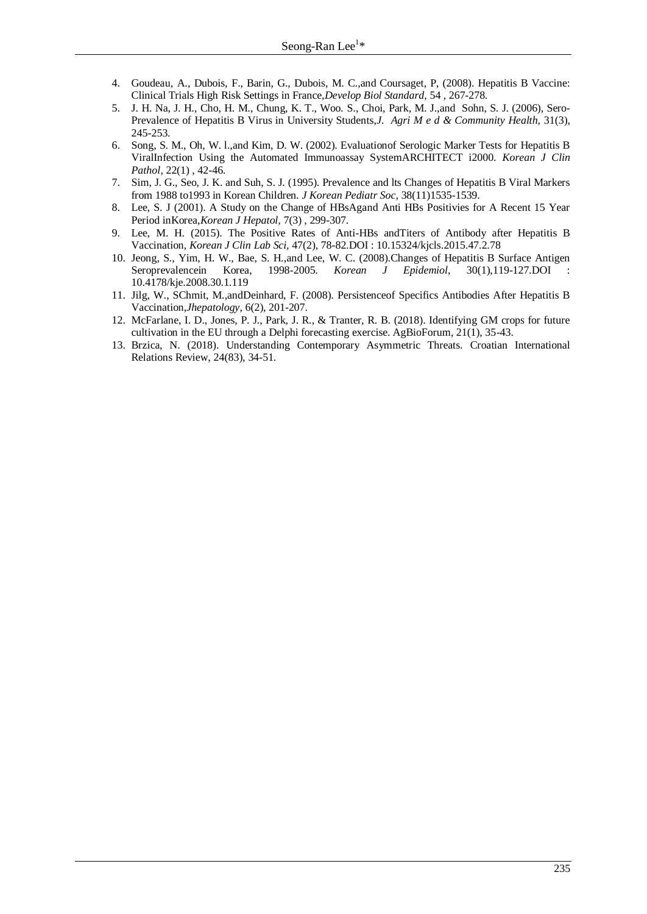4. Goudeau, A., Dubois, F., Barin, G., Dubois, M. C.,and Coursaget, P, (2008). Hepatitis B Vaccine: Clinical Trials High Risk Settings in France,*Develop Biol Standard*, 54 , 267-278.
5. J. H. Na, J. H., Cho, H. M., Chung, K. T., Woo. S., Choi, Park, M. J.,and Sohn, S. J. (2006), Sero-Prevalence of Hepatitis B Virus in University Students,*J. Agri M e d & Community Health*, 31(3), 245-253.
6. Song, S. M., Oh, W. l.,and Kim, D. W. (2002). Evaluationof Serologic Marker Tests for Hepatitis B ViralInfection Using the Automated Immunoassay SystemARCHITECT i2000. *Korean J Clin Pathol*, 22(1) , 42-46.
7. Sim, J. G., Seo, J. K. and Suh, S. J. (1995). Prevalence and lts Changes of Hepatitis B Viral Markers from 1988 to1993 in Korean Children. *J Korean Pediatr Soc*, 38(11)1535-1539.
8. Lee, S. J (2001). A Study on the Change of HBsAgand Anti HBs Positivies for A Recent 15 Year Period inKorea,*Korean J Hepatol*, 7(3) , 299-307.
9. Lee, M. H. (2015). The Positive Rates of Anti-HBs andTiters of Antibody after Hepatitis B Vaccination, *Korean J Clin Lab Sci*, 47(2), 78-82.DOI : 10.15324/kjcls.2015.47.2.78
10. Jeong, S., Yim, H. W., Bae, S. H.,and Lee, W. C. (2008).Changes of Hepatitis B Surface Antigen Seroprevalencein Korea, 1998-2005. *Korean J Epidemiol*, 30(1),119-127.DOI : 10.4178/kje.2008.30.1.119
11. Jilg, W., SChmit, M.,andDeinhard, F. (2008). Persistenceof Specifics Antibodies After Hepatitis B Vaccination,*Jhepatology*, 6(2), 201-207.
12. McFarlane, I. D., Jones, P. J., Park, J. R., & Tranter, R. B. (2018). Identifying GM crops for future cultivation in the EU through a Delphi forecasting exercise. AgBioForum, 21(1), 35-43.
13. Brzica, N. (2018). Understanding Contemporary Asymmetric Threats. Croatian International Relations Review, 24(83), 34-51.